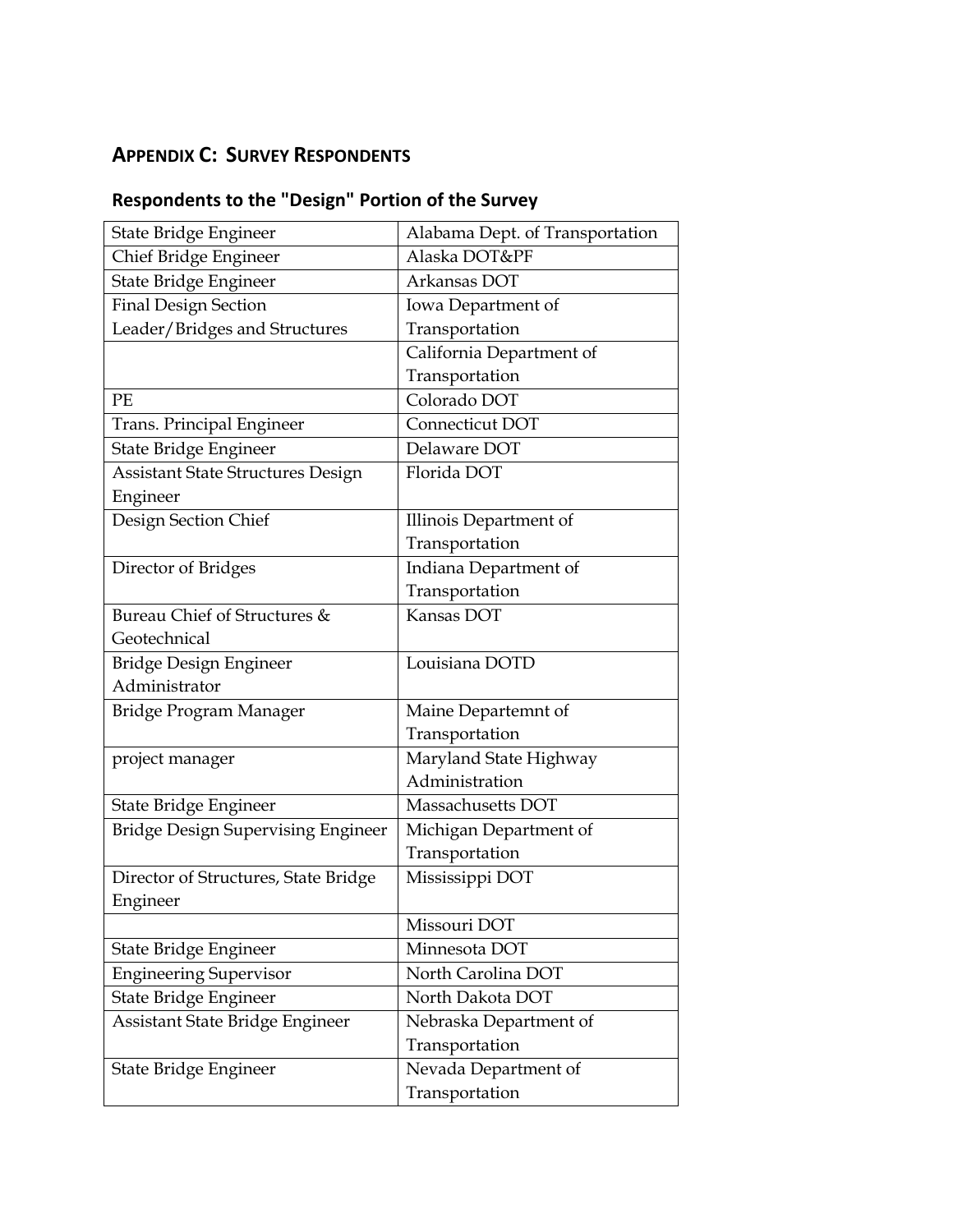## APPENDIX C: SURVEY RESPONDENTS

### Respondents to the "Design" Portion of the Survey

| | |
|---|---|
| State Bridge Engineer | Alabama Dept. of Transportation |
| Chief Bridge Engineer | Alaska DOT&PF |
| State Bridge Engineer | Arkansas DOT |
| Final Design Section Leader/Bridges and Structures | Iowa Department of Transportation |
| | California Department of Transportation |
| PE | Colorado DOT |
| Trans. Principal Engineer | Connecticut DOT |
| State Bridge Engineer | Delaware DOT |
| Assistant State Structures Design Engineer | Florida DOT |
| Design Section Chief | Illinois Department of Transportation |
| Director of Bridges | Indiana Department of Transportation |
| Bureau Chief of Structures & Geotechnical | Kansas DOT |
| Bridge Design Engineer Administrator | Louisiana DOTD |
| Bridge Program Manager | Maine Departemnt of Transportation |
| project manager | Maryland State Highway Administration |
| State Bridge Engineer | Massachusetts DOT |
| Bridge Design Supervising Engineer | Michigan Department of Transportation |
| Director of Structures, State Bridge Engineer | Mississippi DOT |
| | Missouri DOT |
| State Bridge Engineer | Minnesota DOT |
| Engineering Supervisor | North Carolina DOT |
| State Bridge Engineer | North Dakota DOT |
| Assistant State Bridge Engineer | Nebraska Department of Transportation |
| State Bridge Engineer | Nevada Department of Transportation |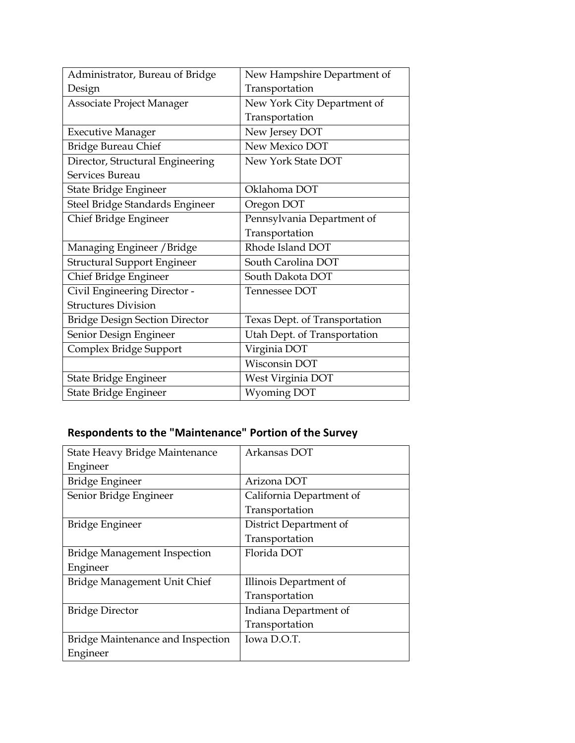| Administrator, Bureau of Bridge Design | New Hampshire Department of Transportation |
|---|---|
| Associate Project Manager | New York City Department of Transportation |
| Executive Manager | New Jersey DOT |
| Bridge Bureau Chief | New Mexico DOT |
| Director, Structural Engineering Services Bureau | New York State DOT |
| State Bridge Engineer | Oklahoma DOT |
| Steel Bridge Standards Engineer | Oregon DOT |
| Chief Bridge Engineer | Pennsylvania Department of Transportation |
| Managing Engineer /Bridge | Rhode Island DOT |
| Structural Support Engineer | South Carolina DOT |
| Chief Bridge Engineer | South Dakota DOT |
| Civil Engineering Director - Structures Division | Tennessee DOT |
| Bridge Design Section Director | Texas Dept. of Transportation |
| Senior Design Engineer | Utah Dept. of Transportation |
| Complex Bridge Support | Virginia DOT |
| | Wisconsin DOT |
| State Bridge Engineer | West Virginia DOT |
| State Bridge Engineer | Wyoming DOT |

## Respondents to the "Maintenance" Portion of the Survey

| State Heavy Bridge Maintenance Engineer | Arkansas DOT |
|---|---|
| Bridge Engineer | Arizona DOT |
| Senior Bridge Engineer | California Department of Transportation |
| Bridge Engineer | District Department of Transportation |
| Bridge Management Inspection Engineer | Florida DOT |
| Bridge Management Unit Chief | Illinois Department of Transportation |
| Bridge Director | Indiana Department of Transportation |
| Bridge Maintenance and Inspection Engineer | Iowa D.O.T. |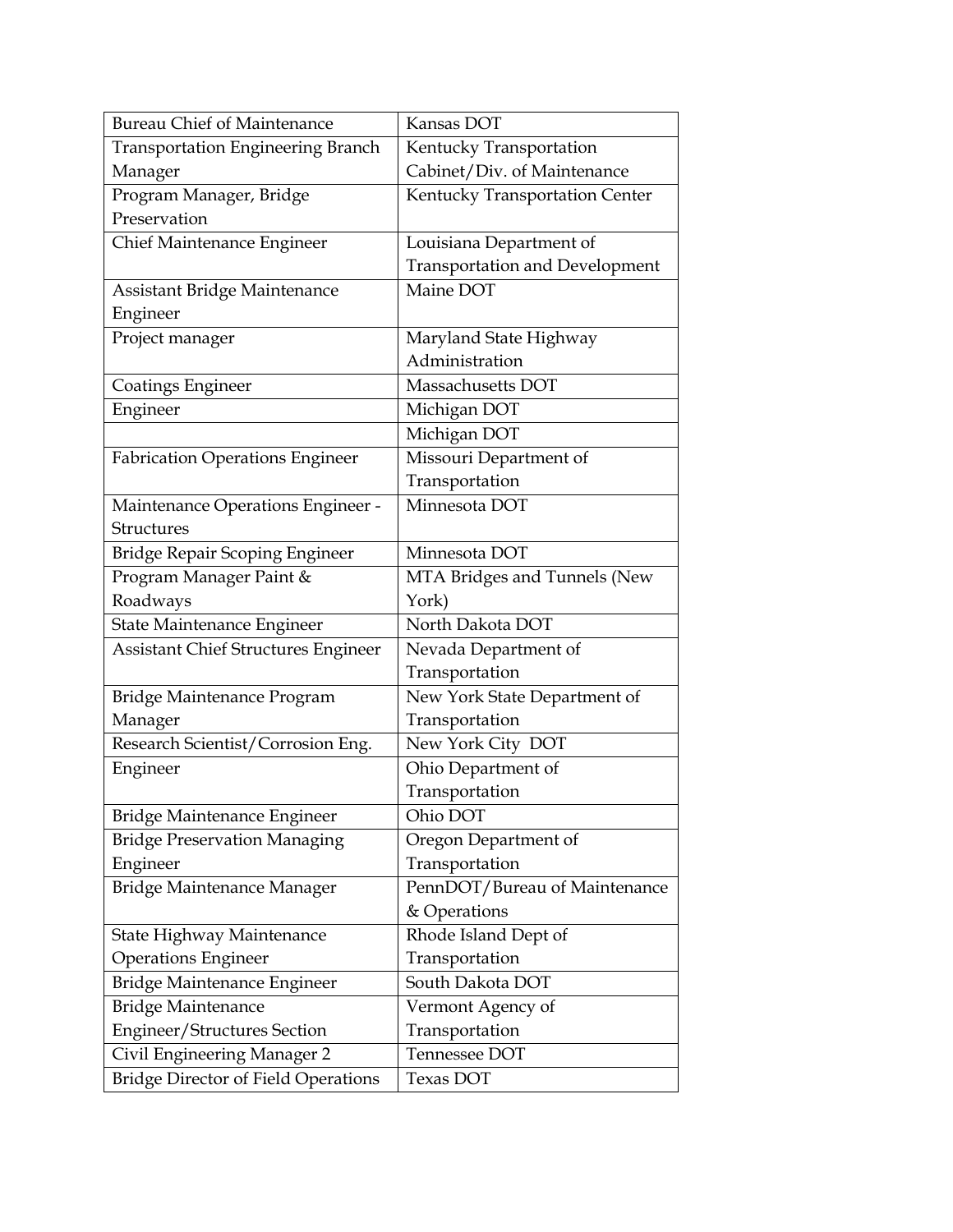| Bureau Chief of Maintenance | Kansas DOT |
|---|---|
| Transportation Engineering Branch Manager | Kentucky Transportation Cabinet/Div. of Maintenance |
| Program Manager, Bridge Preservation | Kentucky Transportation Center |
| Chief Maintenance Engineer | Louisiana Department of Transportation and Development |
| Assistant Bridge Maintenance Engineer | Maine DOT |
| Project manager | Maryland State Highway Administration |
| Coatings Engineer | Massachusetts DOT |
| Engineer | Michigan DOT |
| | Michigan DOT |
| Fabrication Operations Engineer | Missouri Department of Transportation |
| Maintenance Operations Engineer - Structures | Minnesota DOT |
| Bridge Repair Scoping Engineer | Minnesota DOT |
| Program Manager Paint & Roadways | MTA Bridges and Tunnels (New York) |
| State Maintenance Engineer | North Dakota DOT |
| Assistant Chief Structures Engineer | Nevada Department of Transportation |
| Bridge Maintenance Program Manager | New York State Department of Transportation |
| Research Scientist/Corrosion Eng. | New York City DOT |
| Engineer | Ohio Department of Transportation |
| Bridge Maintenance Engineer | Ohio DOT |
| Bridge Preservation Managing Engineer | Oregon Department of Transportation |
| Bridge Maintenance Manager | PennDOT/Bureau of Maintenance & Operations |
| State Highway Maintenance Operations Engineer | Rhode Island Dept of Transportation |
| Bridge Maintenance Engineer | South Dakota DOT |
| Bridge Maintenance Engineer/Structures Section | Vermont Agency of Transportation |
| Civil Engineering Manager 2 | Tennessee DOT |
| Bridge Director of Field Operations | Texas DOT |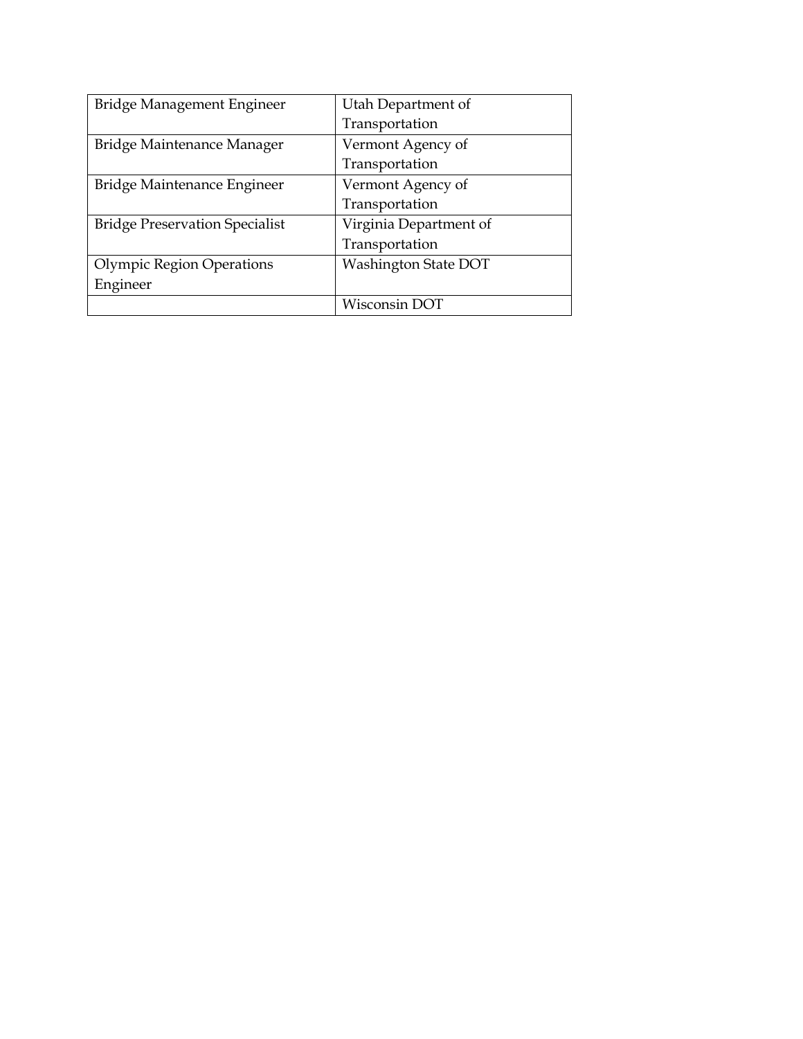| | |
|---|---|
| Bridge Management Engineer | Utah Department of Transportation |
| Bridge Maintenance Manager | Vermont Agency of Transportation |
| Bridge Maintenance Engineer | Vermont Agency of Transportation |
| Bridge Preservation Specialist | Virginia Department of Transportation |
| Olympic Region Operations Engineer | Washington State DOT |
| | Wisconsin DOT |